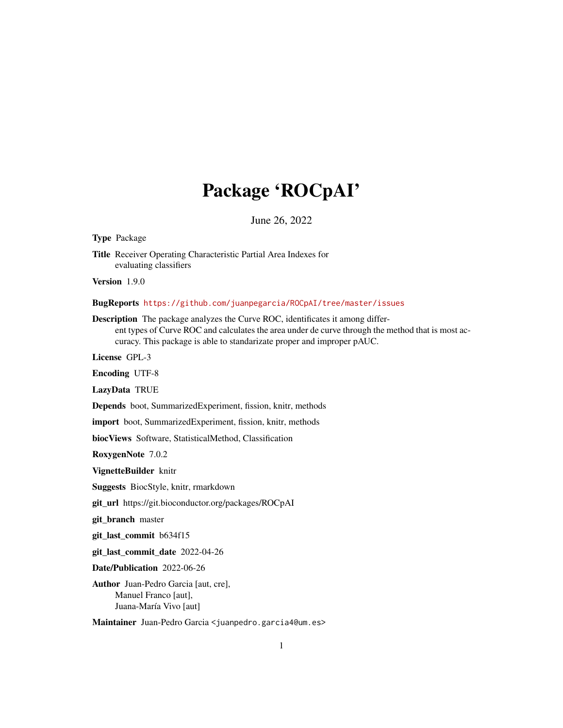# Package 'ROCpAI'

June 26, 2022

**Type** Package

**Title** Receiver Operating Characteristic Partial Area Indexes for evaluating classifiers

**Version** 1.9.0

**BugReports** https://github.com/juanpegarcia/ROCpAI/tree/master/issues

**Description** The package analyzes the Curve ROC, identificates it among different types of Curve ROC and calculates the area under de curve through the method that is most accuracy. This package is able to standarizate proper and improper pAUC.

**License** GPL-3

**Encoding** UTF-8

**LazyData** TRUE

**Depends** boot, SummarizedExperiment, fission, knitr, methods

**import** boot, SummarizedExperiment, fission, knitr, methods

**biocViews** Software, StatisticalMethod, Classification

**RoxygenNote** 7.0.2

**VignetteBuilder** knitr

**Suggests** BiocStyle, knitr, rmarkdown

**git_url** https://git.bioconductor.org/packages/ROCpAI

**git_branch** master

**git_last_commit** b634f15

**git_last_commit_date** 2022-04-26

**Date/Publication** 2022-06-26

**Author** Juan-Pedro Garcia [aut, cre],
Manuel Franco [aut],
Juana-María Vivo [aut]

**Maintainer** Juan-Pedro Garcia <juanpedro.garcia4@um.es>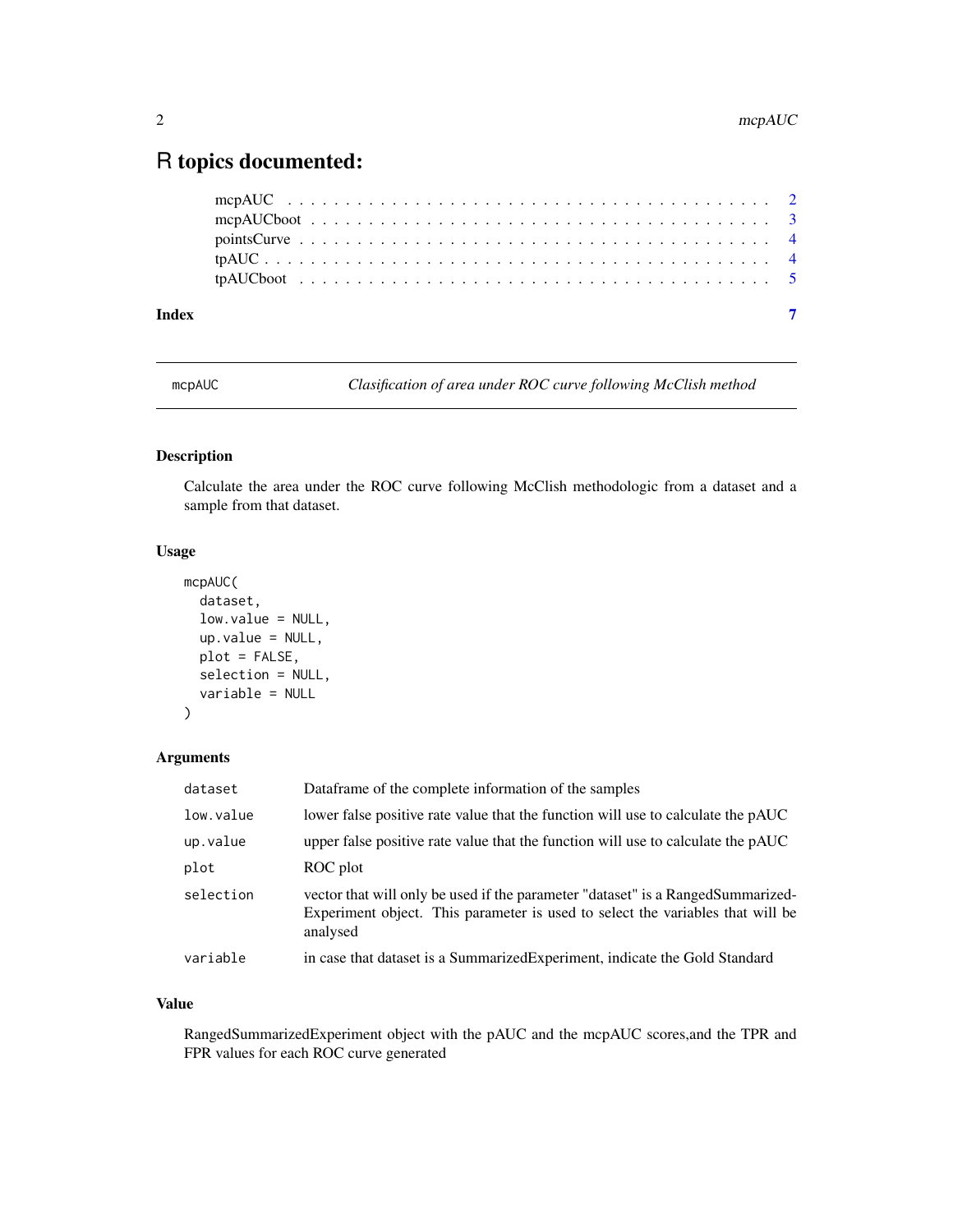# R topics documented:

| | |
|---|---|
| mcpAUC | 2 |
| mcpAUCboot | 3 |
| pointsCurve | 4 |
| tpAUC | 4 |
| tpAUCboot | 5 |
| **Index** | **7** |

---

`mcpAUC` *Clasification of area under ROC curve following McClish method*

---

### Description

Calculate the area under the ROC curve following McClish methodologic from a dataset and a sample from that dataset.

### Usage

```
mcpAUC(
  dataset,
  low.value = NULL,
  up.value = NULL,
  plot = FALSE,
  selection = NULL,
  variable = NULL
)
```

### Arguments

| | |
|---|---|
| `dataset` | Dataframe of the complete information of the samples |
| `low.value` | lower false positive rate value that the function will use to calculate the pAUC |
| `up.value` | upper false positive rate value that the function will use to calculate the pAUC |
| `plot` | ROC plot |
| `selection` | vector that will only be used if the parameter "dataset" is a RangedSummarized-Experiment object. This parameter is used to select the variables that will be analysed |
| `variable` | in case that dataset is a SummarizedExperiment, indicate the Gold Standard |

### Value

RangedSummarizedExperiment object with the pAUC and the mcpAUC scores,and the TPR and FPR values for each ROC curve generated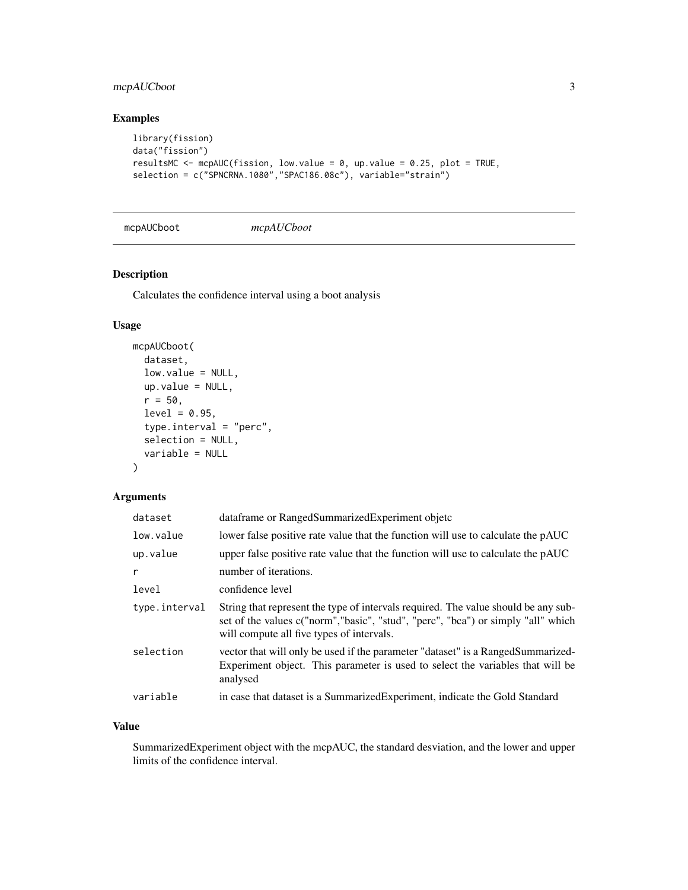## Examples

```
library(fission)
data("fission")
resultsMC <- mcpAUC(fission, low.value = 0, up.value = 0.25, plot = TRUE,
selection = c("SPNCRNA.1080","SPAC186.08c"), variable="strain")
```

---

# mcpAUCboot — *mcpAUCboot*

---

## Description

Calculates the confidence interval using a boot analysis

## Usage

```
mcpAUCboot(
  dataset,
  low.value = NULL,
  up.value = NULL,
  r = 50,
  level = 0.95,
  type.interval = "perc",
  selection = NULL,
  variable = NULL
)
```

## Arguments

| Argument | Description |
| --- | --- |
| `dataset` | dataframe or RangedSummarizedExperiment objetc |
| `low.value` | lower false positive rate value that the function will use to calculate the pAUC |
| `up.value` | upper false positive rate value that the function will use to calculate the pAUC |
| `r` | number of iterations. |
| `level` | confidence level |
| `type.interval` | String that represent the type of intervals required. The value should be any subset of the values c("norm","basic", "stud", "perc", "bca") or simply "all" which will compute all five types of intervals. |
| `selection` | vector that will only be used if the parameter "dataset" is a RangedSummarizedExperiment object. This parameter is used to select the variables that will be analysed |
| `variable` | in case that dataset is a SummarizedExperiment, indicate the Gold Standard |

## Value

SummarizedExperiment object with the mcpAUC, the standard desviation, and the lower and upper limits of the confidence interval.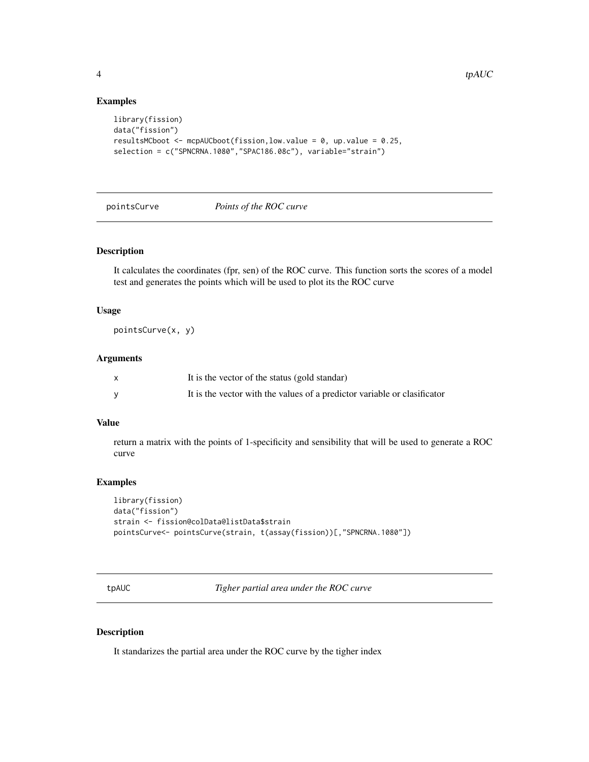### Examples

```
library(fission)
data("fission")
resultsMCboot <- mcpAUCboot(fission,low.value = 0, up.value = 0.25,
selection = c("SPNCRNA.1080","SPAC186.08c"), variable="strain")
```

## pointsCurve *Points of the ROC curve*

### Description

It calculates the coordinates (fpr, sen) of the ROC curve. This function sorts the scores of a model test and generates the points which will be used to plot its the ROC curve

### Usage

```
pointsCurve(x, y)
```

### Arguments

| | |
|---|---|
| x | It is the vector of the status (gold standar) |
| y | It is the vector with the values of a predictor variable or clasificator |

### Value

return a matrix with the points of 1-specificity and sensibility that will be used to generate a ROC curve

### Examples

```
library(fission)
data("fission")
strain <- fission@colData@listData$strain
pointsCurve<- pointsCurve(strain, t(assay(fission))[,"SPNCRNA.1080"])
```

## tpAUC *Tigher partial area under the ROC curve*

### Description

It standarizes the partial area under the ROC curve by the tigher index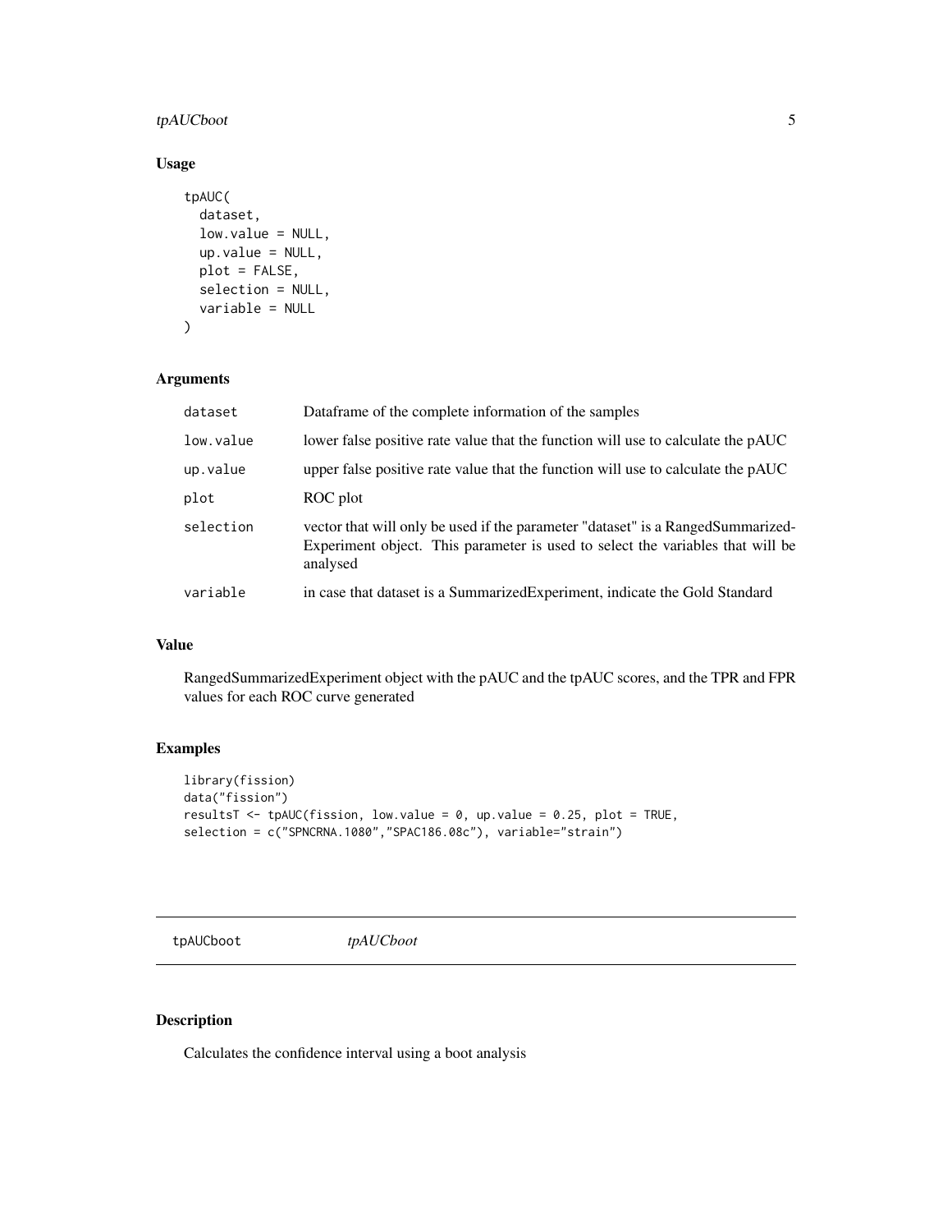## Usage

```
tpAUC(
  dataset,
  low.value = NULL,
  up.value = NULL,
  plot = FALSE,
  selection = NULL,
  variable = NULL
)
```

## Arguments

| | |
|---|---|
| dataset | Dataframe of the complete information of the samples |
| low.value | lower false positive rate value that the function will use to calculate the pAUC |
| up.value | upper false positive rate value that the function will use to calculate the pAUC |
| plot | ROC plot |
| selection | vector that will only be used if the parameter "dataset" is a RangedSummarizedExperiment object. This parameter is used to select the variables that will be analysed |
| variable | in case that dataset is a SummarizedExperiment, indicate the Gold Standard |

## Value

RangedSummarizedExperiment object with the pAUC and the tpAUC scores, and the TPR and FPR values for each ROC curve generated

## Examples

```
library(fission)
data("fission")
resultsT <- tpAUC(fission, low.value = 0, up.value = 0.25, plot = TRUE,
selection = c("SPNCRNA.1080","SPAC186.08c"), variable="strain")
```

---

# tpAUCboot *tpAUCboot*

## Description

Calculates the confidence interval using a boot analysis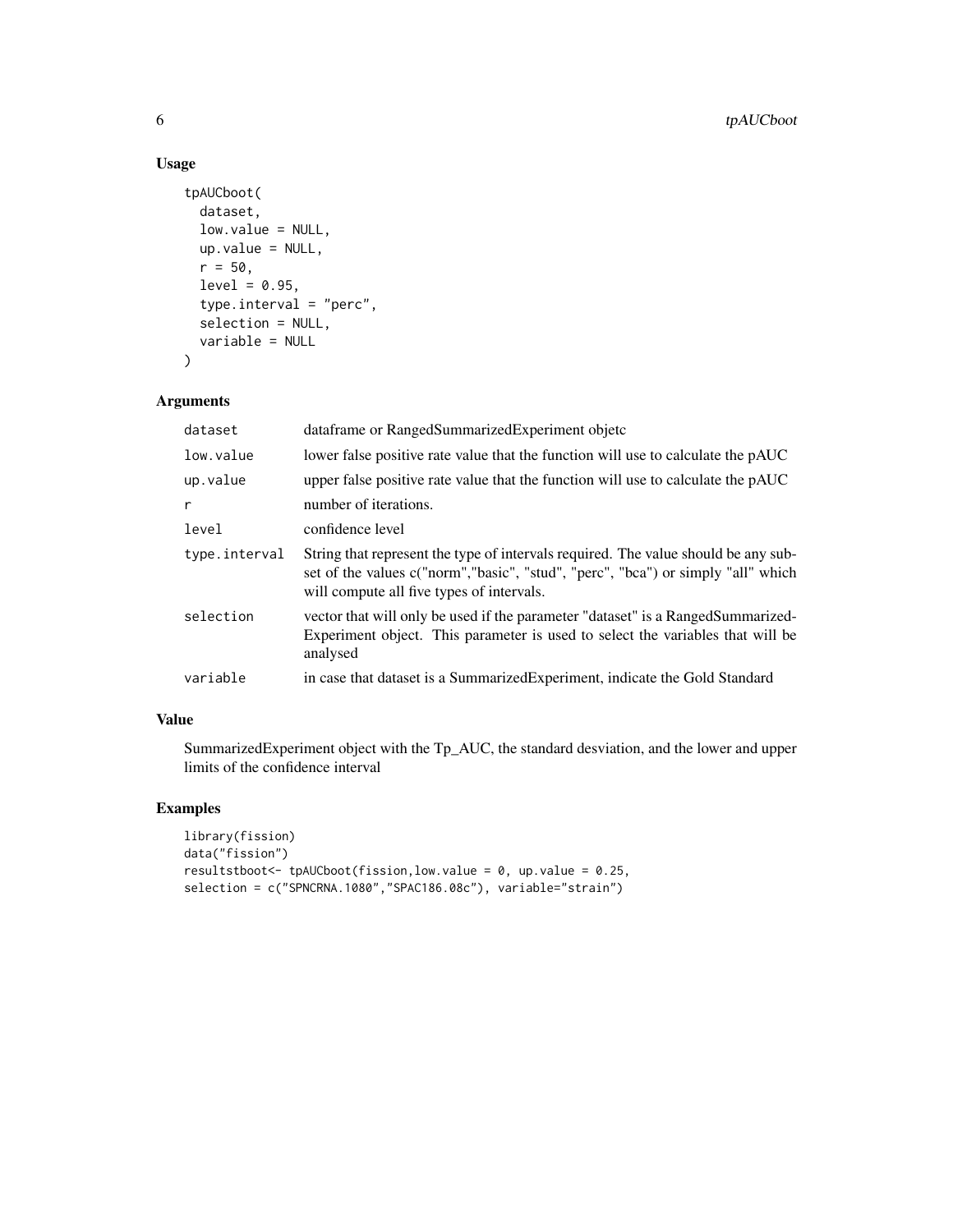## Usage

```
tpAUCboot(
  dataset,
  low.value = NULL,
  up.value = NULL,
  r = 50,
  level = 0.95,
  type.interval = "perc",
  selection = NULL,
  variable = NULL
)
```

## Arguments

| | |
|---|---|
| dataset | dataframe or RangedSummarizedExperiment objetc |
| low.value | lower false positive rate value that the function will use to calculate the pAUC |
| up.value | upper false positive rate value that the function will use to calculate the pAUC |
| r | number of iterations. |
| level | confidence level |
| type.interval | String that represent the type of intervals required. The value should be any subset of the values c("norm","basic", "stud", "perc", "bca") or simply "all" which will compute all five types of intervals. |
| selection | vector that will only be used if the parameter "dataset" is a RangedSummarizedExperiment object. This parameter is used to select the variables that will be analysed |
| variable | in case that dataset is a SummarizedExperiment, indicate the Gold Standard |

## Value

SummarizedExperiment object with the Tp_AUC, the standard desviation, and the lower and upper limits of the confidence interval

## Examples

```
library(fission)
data("fission")
resultstboot<- tpAUCboot(fission,low.value = 0, up.value = 0.25,
selection = c("SPNCRNA.1080","SPAC186.08c"), variable="strain")
```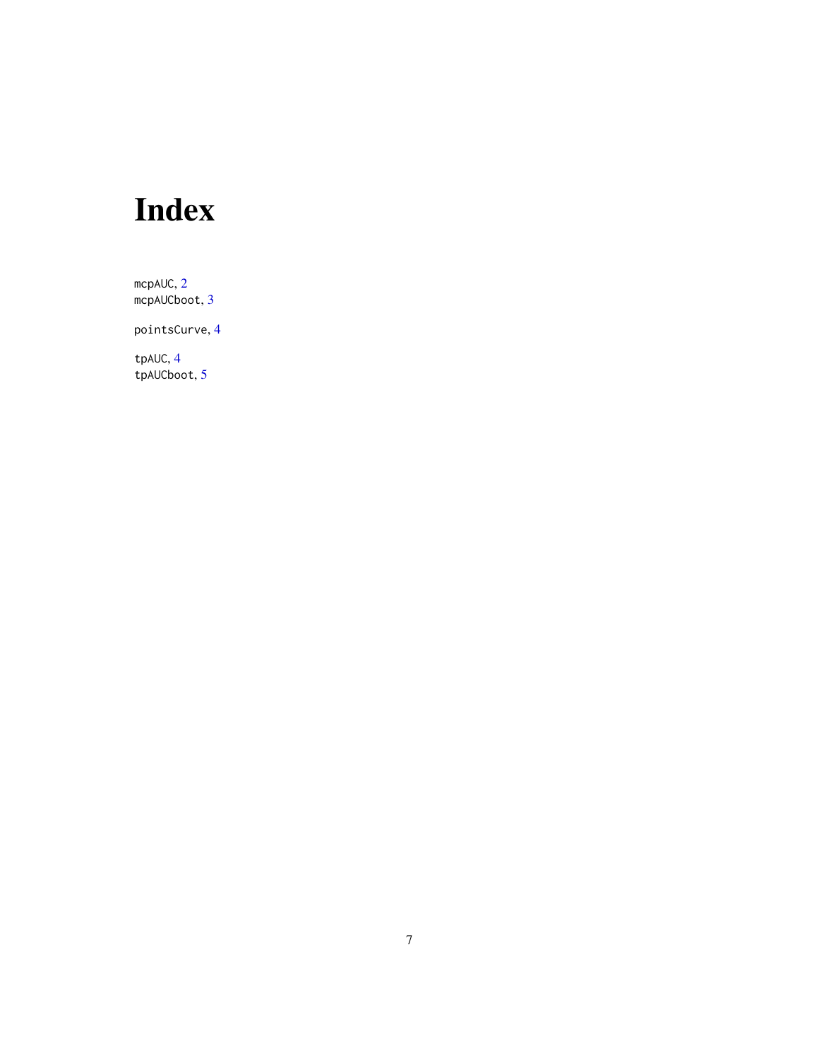# Index

mcpAUC, 2
mcpAUCboot, 3

pointsCurve, 4

tpAUC, 4
tpAUCboot, 5